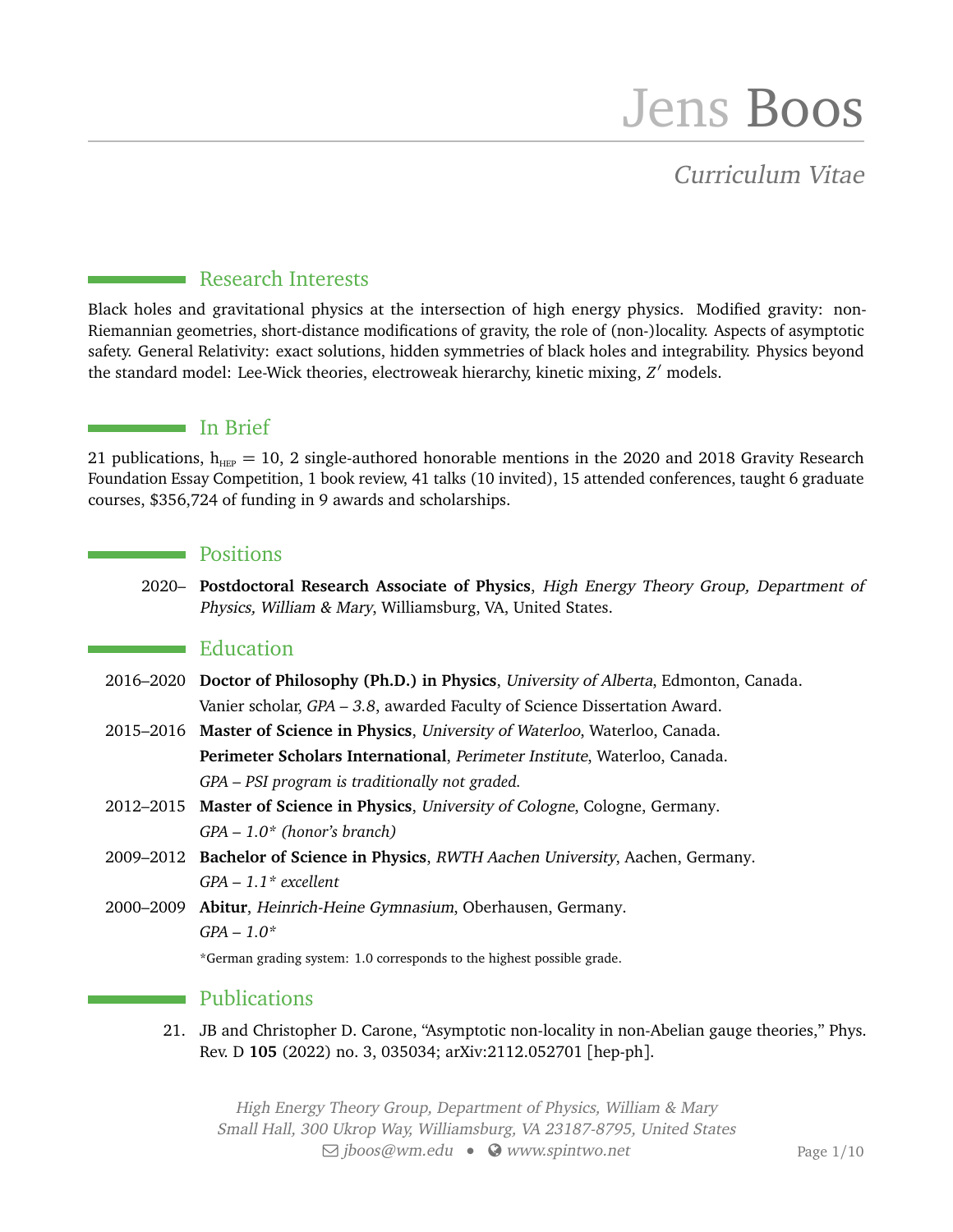# Jens Boos

*Curriculum Vitae*

## Research Interests

Black holes and gravitational physics at the intersection of high energy physics. Modified gravity: non-Riemannian geometries, short-distance modifications of gravity, the role of (non-)locality. Aspects of asymptotic safety. General Relativity: exact solutions, hidden symmetries of black holes and integrability. Physics beyond the standard model: Lee-Wick theories, electroweak hierarchy, kinetic mixing, $Z'$ models.

## In Brief

21 publications, $\mathrm{h}_{\mathrm{HEP}} = 10$, 2 single-authored honorable mentions in the 2020 and 2018 Gravity Research Foundation Essay Competition, 1 book review, 41 talks (10 invited), 15 attended conferences, taught 6 graduate courses, $356,724 of funding in 9 awards and scholarships.

## Positions

2020– **Postdoctoral Research Associate of Physics**, *High Energy Theory Group, Department of Physics, William & Mary*, Williamsburg, VA, United States.

## Education

2016–2020 **Doctor of Philosophy (Ph.D.) in Physics**, *University of Alberta*, Edmonton, Canada.
Vanier scholar, *GPA – 3.8*, awarded Faculty of Science Dissertation Award.

2015–2016 **Master of Science in Physics**, *University of Waterloo*, Waterloo, Canada.
**Perimeter Scholars International**, *Perimeter Institute*, Waterloo, Canada.
*GPA – PSI program is traditionally not graded.*

2012–2015 **Master of Science in Physics**, *University of Cologne*, Cologne, Germany.
*GPA – 1.0\* (honor's branch)*

2009–2012 **Bachelor of Science in Physics**, *RWTH Aachen University*, Aachen, Germany.
*GPA – 1.1\* excellent*

2000–2009 **Abitur**, *Heinrich-Heine Gymnasium*, Oberhausen, Germany.
*GPA – 1.0\**

\*German grading system: 1.0 corresponds to the highest possible grade.

## Publications

21. JB and Christopher D. Carone, "Asymptotic non-locality in non-Abelian gauge theories," Phys. Rev. D **105** (2022) no. 3, 035034; arXiv:2112.052701 [hep-ph].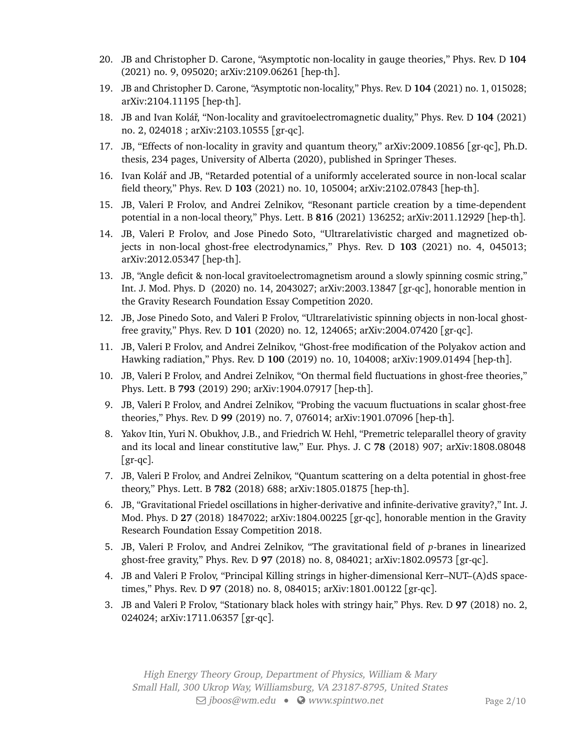20. JB and Christopher D. Carone, "Asymptotic non-locality in gauge theories," Phys. Rev. D **104** (2021) no. 9, 095020; arXiv:2109.06261 [hep-th].
19. JB and Christopher D. Carone, "Asymptotic non-locality," Phys. Rev. D **104** (2021) no. 1, 015028; arXiv:2104.11195 [hep-th].
18. JB and Ivan Kolář, "Non-locality and gravitoelectromagnetic duality," Phys. Rev. D **104** (2021) no. 2, 024018 ; arXiv:2103.10555 [gr-qc].
17. JB, "Effects of non-locality in gravity and quantum theory," arXiv:2009.10856 [gr-qc], Ph.D. thesis, 234 pages, University of Alberta (2020), published in Springer Theses.
16. Ivan Kolář and JB, "Retarded potential of a uniformly accelerated source in non-local scalar field theory," Phys. Rev. D **103** (2021) no. 10, 105004; arXiv:2102.07843 [hep-th].
15. JB, Valeri P. Frolov, and Andrei Zelnikov, "Resonant particle creation by a time-dependent potential in a non-local theory," Phys. Lett. B **816** (2021) 136252; arXiv:2011.12929 [hep-th].
14. JB, Valeri P. Frolov, and Jose Pinedo Soto, "Ultrarelativistic charged and magnetized objects in non-local ghost-free electrodynamics," Phys. Rev. D **103** (2021) no. 4, 045013; arXiv:2012.05347 [hep-th].
13. JB, "Angle deficit & non-local gravitoelectromagnetism around a slowly spinning cosmic string," Int. J. Mod. Phys. D (2020) no. 14, 2043027; arXiv:2003.13847 [gr-qc], honorable mention in the Gravity Research Foundation Essay Competition 2020.
12. JB, Jose Pinedo Soto, and Valeri P. Frolov, "Ultrarelativistic spinning objects in non-local ghost-free gravity," Phys. Rev. D **101** (2020) no. 12, 124065; arXiv:2004.07420 [gr-qc].
11. JB, Valeri P. Frolov, and Andrei Zelnikov, "Ghost-free modification of the Polyakov action and Hawking radiation," Phys. Rev. D **100** (2019) no. 10, 104008; arXiv:1909.01494 [hep-th].
10. JB, Valeri P. Frolov, and Andrei Zelnikov, "On thermal field fluctuations in ghost-free theories," Phys. Lett. B **793** (2019) 290; arXiv:1904.07917 [hep-th].
9. JB, Valeri P. Frolov, and Andrei Zelnikov, "Probing the vacuum fluctuations in scalar ghost-free theories," Phys. Rev. D **99** (2019) no. 7, 076014; arXiv:1901.07096 [hep-th].
8. Yakov Itin, Yuri N. Obukhov, J.B., and Friedrich W. Hehl, "Premetric teleparallel theory of gravity and its local and linear constitutive law," Eur. Phys. J. C **78** (2018) 907; arXiv:1808.08048 [gr-qc].
7. JB, Valeri P. Frolov, and Andrei Zelnikov, "Quantum scattering on a delta potential in ghost-free theory," Phys. Lett. B **782** (2018) 688; arXiv:1805.01875 [hep-th].
6. JB, "Gravitational Friedel oscillations in higher-derivative and infinite-derivative gravity?," Int. J. Mod. Phys. D **27** (2018) 1847022; arXiv:1804.00225 [gr-qc], honorable mention in the Gravity Research Foundation Essay Competition 2018.
5. JB, Valeri P. Frolov, and Andrei Zelnikov, "The gravitational field of $p$-branes in linearized ghost-free gravity," Phys. Rev. D **97** (2018) no. 8, 084021; arXiv:1802.09573 [gr-qc].
4. JB and Valeri P. Frolov, "Principal Killing strings in higher-dimensional Kerr–NUT–(A)dS spacetimes," Phys. Rev. D **97** (2018) no. 8, 084015; arXiv:1801.00122 [gr-qc].
3. JB and Valeri P. Frolov, "Stationary black holes with stringy hair," Phys. Rev. D **97** (2018) no. 2, 024024; arXiv:1711.06357 [gr-qc].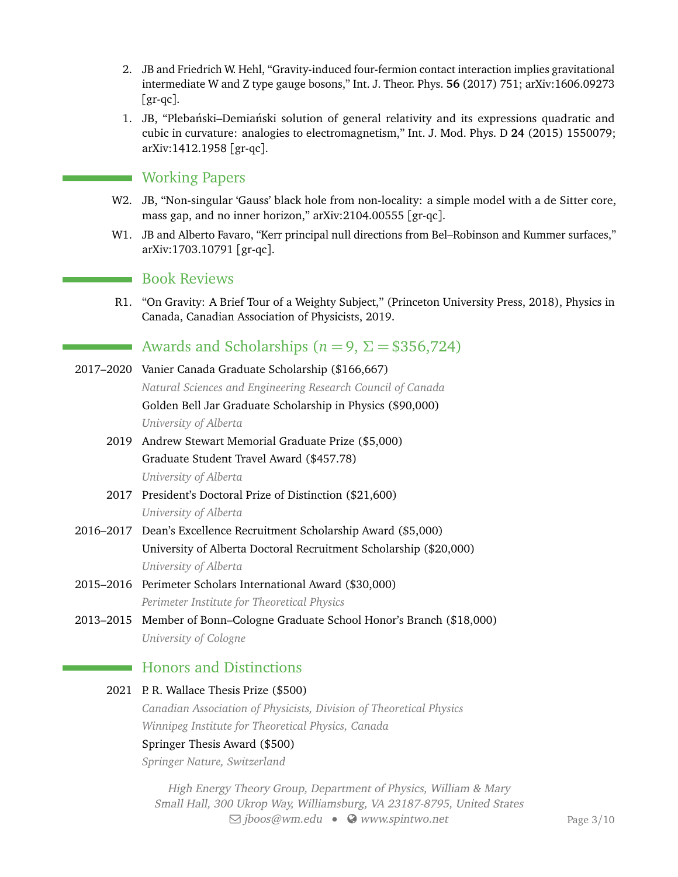2. JB and Friedrich W. Hehl, "Gravity-induced four-fermion contact interaction implies gravitational intermediate W and Z type gauge bosons," Int. J. Theor. Phys. **56** (2017) 751; arXiv:1606.09273 [gr-qc].
1. JB, "Plebański–Demiański solution of general relativity and its expressions quadratic and cubic in curvature: analogies to electromagnetism," Int. J. Mod. Phys. D **24** (2015) 1550079; arXiv:1412.1958 [gr-qc].

## Working Papers

W2. JB, "Non-singular 'Gauss' black hole from non-locality: a simple model with a de Sitter core, mass gap, and no inner horizon," arXiv:2104.00555 [gr-qc].

W1. JB and Alberto Favaro, "Kerr principal null directions from Bel–Robinson and Kummer surfaces," arXiv:1703.10791 [gr-qc].

## Book Reviews

R1. "On Gravity: A Brief Tour of a Weighty Subject," (Princeton University Press, 2018), Physics in Canada, Canadian Association of Physicists, 2019.

## Awards and Scholarships ($n = 9$, $\Sigma = \$356{,}724$)

**2017–2020** Vanier Canada Graduate Scholarship ($166,667)
*Natural Sciences and Engineering Research Council of Canada*
Golden Bell Jar Graduate Scholarship in Physics ($90,000)
*University of Alberta*

**2019** Andrew Stewart Memorial Graduate Prize ($5,000)
Graduate Student Travel Award ($457.78)
*University of Alberta*

**2017** President's Doctoral Prize of Distinction ($21,600)
*University of Alberta*

**2016–2017** Dean's Excellence Recruitment Scholarship Award ($5,000)
University of Alberta Doctoral Recruitment Scholarship ($20,000)
*University of Alberta*

**2015–2016** Perimeter Scholars International Award ($30,000)
*Perimeter Institute for Theoretical Physics*

**2013–2015** Member of Bonn–Cologne Graduate School Honor's Branch ($18,000)
*University of Cologne*

## Honors and Distinctions

**2021** P. R. Wallace Thesis Prize ($500)
*Canadian Association of Physicists, Division of Theoretical Physics*
*Winnipeg Institute for Theoretical Physics, Canada*
Springer Thesis Award ($500)
*Springer Nature, Switzerland*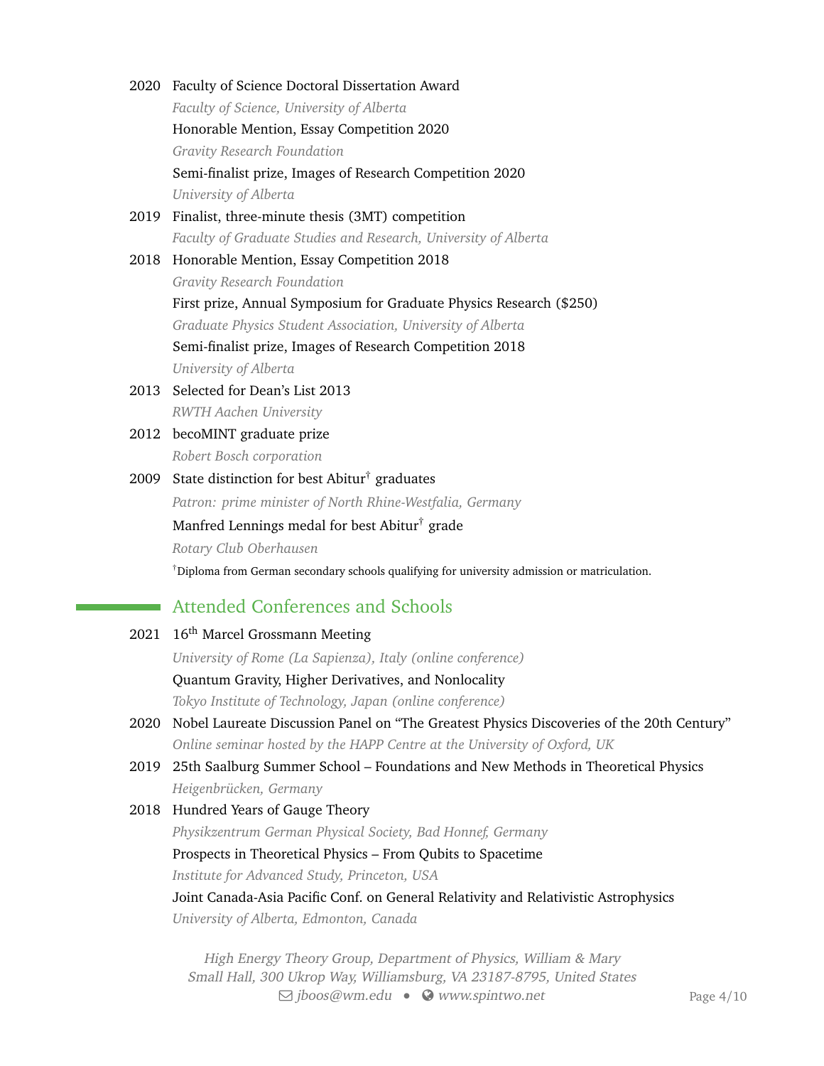2020 Faculty of Science Doctoral Dissertation Award
*Faculty of Science, University of Alberta*
Honorable Mention, Essay Competition 2020
*Gravity Research Foundation*
Semi-finalist prize, Images of Research Competition 2020
*University of Alberta*

2019 Finalist, three-minute thesis (3MT) competition
*Faculty of Graduate Studies and Research, University of Alberta*

2018 Honorable Mention, Essay Competition 2018
*Gravity Research Foundation*
First prize, Annual Symposium for Graduate Physics Research ($250)
*Graduate Physics Student Association, University of Alberta*
Semi-finalist prize, Images of Research Competition 2018
*University of Alberta*

2013 Selected for Dean's List 2013
*RWTH Aachen University*

2012 becoMINT graduate prize
*Robert Bosch corporation*

2009 State distinction for best Abitur† graduates
*Patron: prime minister of North Rhine-Westfalia, Germany*
Manfred Lennings medal for best Abitur† grade
*Rotary Club Oberhausen*

†Diploma from German secondary schools qualifying for university admission or matriculation.

## Attended Conferences and Schools

2021 16th Marcel Grossmann Meeting
*University of Rome (La Sapienza), Italy (online conference)*
Quantum Gravity, Higher Derivatives, and Nonlocality
*Tokyo Institute of Technology, Japan (online conference)*

2020 Nobel Laureate Discussion Panel on "The Greatest Physics Discoveries of the 20th Century"
*Online seminar hosted by the HAPP Centre at the University of Oxford, UK*

2019 25th Saalburg Summer School – Foundations and New Methods in Theoretical Physics
*Heigenbrücken, Germany*

2018 Hundred Years of Gauge Theory
*Physikzentrum German Physical Society, Bad Honnef, Germany*
Prospects in Theoretical Physics – From Qubits to Spacetime
*Institute for Advanced Study, Princeton, USA*
Joint Canada-Asia Pacific Conf. on General Relativity and Relativistic Astrophysics
*University of Alberta, Edmonton, Canada*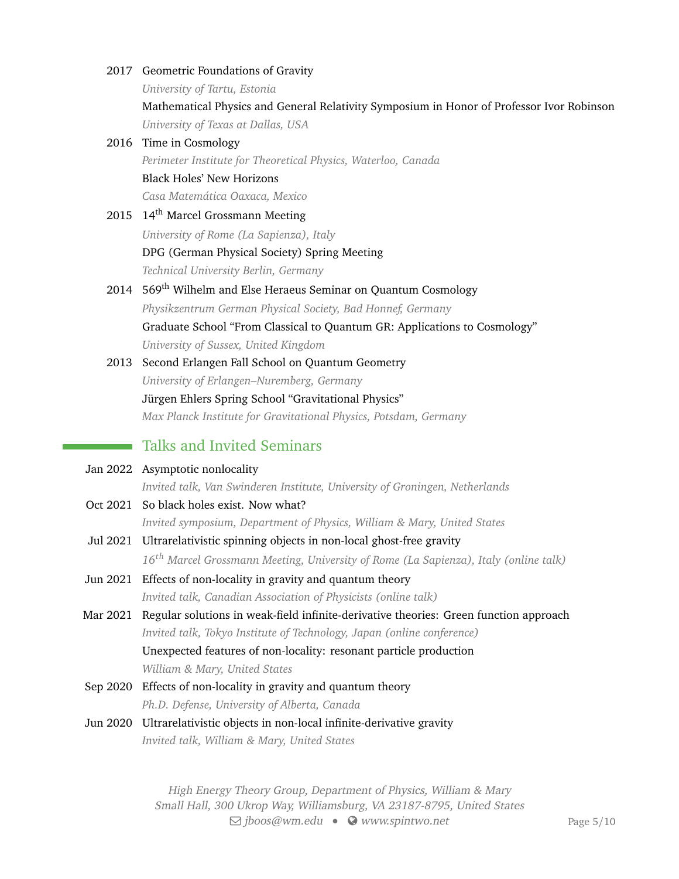2017 Geometric Foundations of Gravity
*University of Tartu, Estonia*
Mathematical Physics and General Relativity Symposium in Honor of Professor Ivor Robinson
*University of Texas at Dallas, USA*

2016 Time in Cosmology
*Perimeter Institute for Theoretical Physics, Waterloo, Canada*
Black Holes' New Horizons
*Casa Matemática Oaxaca, Mexico*

2015 14$^{\text{th}}$ Marcel Grossmann Meeting
*University of Rome (La Sapienza), Italy*
DPG (German Physical Society) Spring Meeting
*Technical University Berlin, Germany*

2014 569$^{\text{th}}$ Wilhelm and Else Heraeus Seminar on Quantum Cosmology
*Physikzentrum German Physical Society, Bad Honnef, Germany*
Graduate School "From Classical to Quantum GR: Applications to Cosmology"
*University of Sussex, United Kingdom*

2013 Second Erlangen Fall School on Quantum Geometry
*University of Erlangen–Nuremberg, Germany*
Jürgen Ehlers Spring School "Gravitational Physics"
*Max Planck Institute for Gravitational Physics, Potsdam, Germany*

## Talks and Invited Seminars

Jan 2022 Asymptotic nonlocality
*Invited talk, Van Swinderen Institute, University of Groningen, Netherlands*

Oct 2021 So black holes exist. Now what?
*Invited symposium, Department of Physics, William & Mary, United States*

Jul 2021 Ultrarelativistic spinning objects in non-local ghost-free gravity
*16$^{th}$ Marcel Grossmann Meeting, University of Rome (La Sapienza), Italy (online talk)*

Jun 2021 Effects of non-locality in gravity and quantum theory
*Invited talk, Canadian Association of Physicists (online talk)*

Mar 2021 Regular solutions in weak-field infinite-derivative theories: Green function approach
*Invited talk, Tokyo Institute of Technology, Japan (online conference)*
Unexpected features of non-locality: resonant particle production
*William & Mary, United States*

Sep 2020 Effects of non-locality in gravity and quantum theory
*Ph.D. Defense, University of Alberta, Canada*

Jun 2020 Ultrarelativistic objects in non-local infinite-derivative gravity
*Invited talk, William & Mary, United States*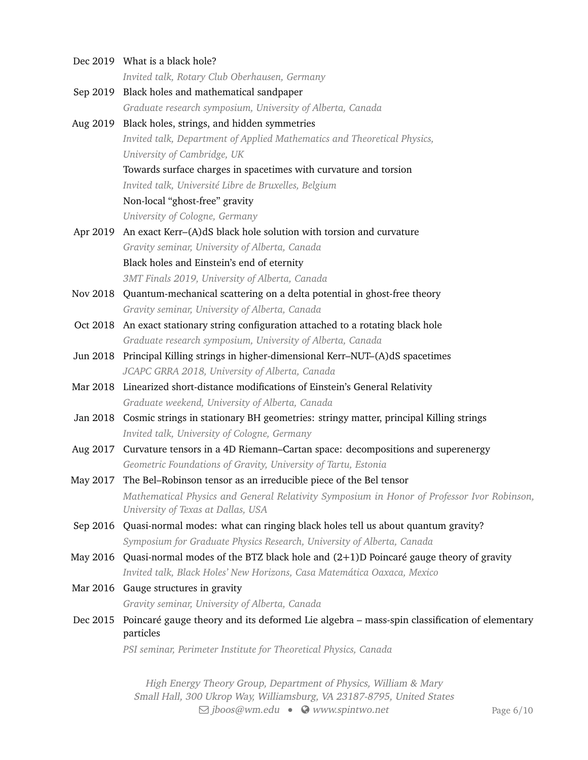Dec 2019 What is a black hole?
*Invited talk, Rotary Club Oberhausen, Germany*

Sep 2019 Black holes and mathematical sandpaper
*Graduate research symposium, University of Alberta, Canada*

Aug 2019 Black holes, strings, and hidden symmetries
*Invited talk, Department of Applied Mathematics and Theoretical Physics, University of Cambridge, UK*

Towards surface charges in spacetimes with curvature and torsion
*Invited talk, Université Libre de Bruxelles, Belgium*

Non-local "ghost-free" gravity
*University of Cologne, Germany*

Apr 2019 An exact Kerr–(A)dS black hole solution with torsion and curvature
*Gravity seminar, University of Alberta, Canada*

Black holes and Einstein's end of eternity
*3MT Finals 2019, University of Alberta, Canada*

Nov 2018 Quantum-mechanical scattering on a delta potential in ghost-free theory
*Gravity seminar, University of Alberta, Canada*

Oct 2018 An exact stationary string configuration attached to a rotating black hole
*Graduate research symposium, University of Alberta, Canada*

Jun 2018 Principal Killing strings in higher-dimensional Kerr–NUT–(A)dS spacetimes
*JCAPC GRRA 2018, University of Alberta, Canada*

Mar 2018 Linearized short-distance modifications of Einstein's General Relativity
*Graduate weekend, University of Alberta, Canada*

Jan 2018 Cosmic strings in stationary BH geometries: stringy matter, principal Killing strings
*Invited talk, University of Cologne, Germany*

Aug 2017 Curvature tensors in a 4D Riemann–Cartan space: decompositions and superenergy
*Geometric Foundations of Gravity, University of Tartu, Estonia*

May 2017 The Bel–Robinson tensor as an irreducible piece of the Bel tensor
*Mathematical Physics and General Relativity Symposium in Honor of Professor Ivor Robinson, University of Texas at Dallas, USA*

Sep 2016 Quasi-normal modes: what can ringing black holes tell us about quantum gravity?
*Symposium for Graduate Physics Research, University of Alberta, Canada*

May 2016 Quasi-normal modes of the BTZ black hole and (2+1)D Poincaré gauge theory of gravity
*Invited talk, Black Holes' New Horizons, Casa Matemática Oaxaca, Mexico*

Mar 2016 Gauge structures in gravity
*Gravity seminar, University of Alberta, Canada*

Dec 2015 Poincaré gauge theory and its deformed Lie algebra – mass-spin classification of elementary particles
*PSI seminar, Perimeter Institute for Theoretical Physics, Canada*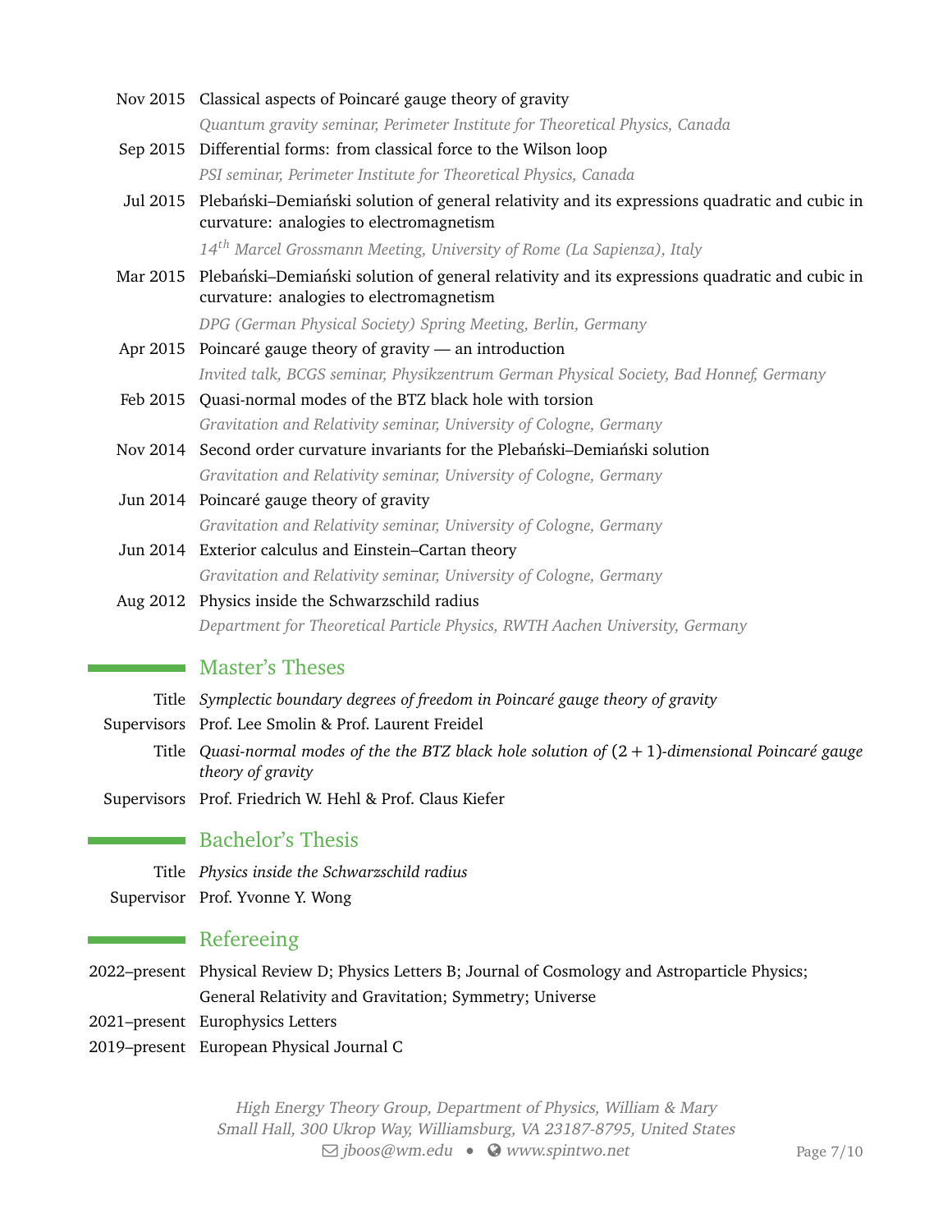- **Nov 2015** Classical aspects of Poincaré gauge theory of gravity
  *Quantum gravity seminar, Perimeter Institute for Theoretical Physics, Canada*
- **Sep 2015** Differential forms: from classical force to the Wilson loop
  *PSI seminar, Perimeter Institute for Theoretical Physics, Canada*
- **Jul 2015** Plebański–Demiański solution of general relativity and its expressions quadratic and cubic in curvature: analogies to electromagnetism
  *14$^{th}$ Marcel Grossmann Meeting, University of Rome (La Sapienza), Italy*
- **Mar 2015** Plebański–Demiański solution of general relativity and its expressions quadratic and cubic in curvature: analogies to electromagnetism
  *DPG (German Physical Society) Spring Meeting, Berlin, Germany*
- **Apr 2015** Poincaré gauge theory of gravity — an introduction
  *Invited talk, BCGS seminar, Physikzentrum German Physical Society, Bad Honnef, Germany*
- **Feb 2015** Quasi-normal modes of the BTZ black hole with torsion
  *Gravitation and Relativity seminar, University of Cologne, Germany*
- **Nov 2014** Second order curvature invariants for the Plebański–Demiański solution
  *Gravitation and Relativity seminar, University of Cologne, Germany*
- **Jun 2014** Poincaré gauge theory of gravity
  *Gravitation and Relativity seminar, University of Cologne, Germany*
- **Jun 2014** Exterior calculus and Einstein–Cartan theory
  *Gravitation and Relativity seminar, University of Cologne, Germany*
- **Aug 2012** Physics inside the Schwarzschild radius
  *Department for Theoretical Particle Physics, RWTH Aachen University, Germany*

## Master's Theses

**Title** *Symplectic boundary degrees of freedom in Poincaré gauge theory of gravity*
**Supervisors** Prof. Lee Smolin & Prof. Laurent Freidel

**Title** *Quasi-normal modes of the the BTZ black hole solution of $(2+1)$-dimensional Poincaré gauge theory of gravity*
**Supervisors** Prof. Friedrich W. Hehl & Prof. Claus Kiefer

## Bachelor's Thesis

**Title** *Physics inside the Schwarzschild radius*
**Supervisor** Prof. Yvonne Y. Wong

## Refereeing

- **2022–present** Physical Review D; Physics Letters B; Journal of Cosmology and Astroparticle Physics; General Relativity and Gravitation; Symmetry; Universe
- **2021–present** Europhysics Letters
- **2019–present** European Physical Journal C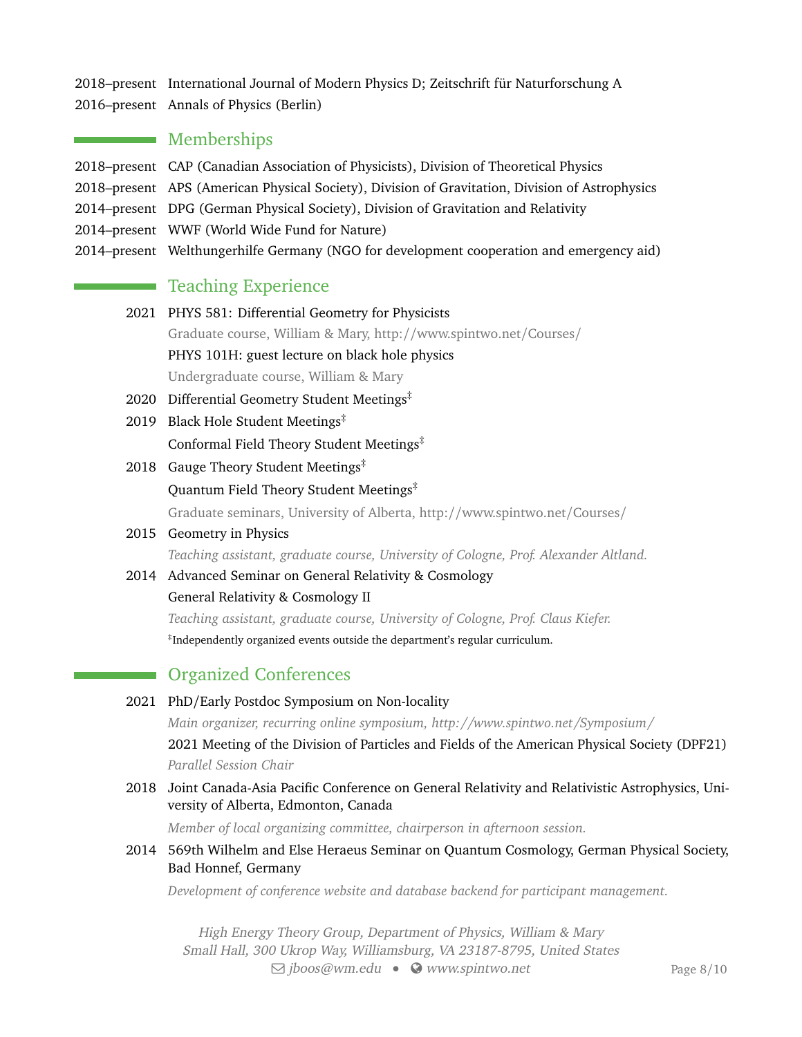2018–present International Journal of Modern Physics D; Zeitschrift für Naturforschung A

2016–present Annals of Physics (Berlin)

## Memberships

2018–present CAP (Canadian Association of Physicists), Division of Theoretical Physics

2018–present APS (American Physical Society), Division of Gravitation, Division of Astrophysics

2014–present DPG (German Physical Society), Division of Gravitation and Relativity

2014–present WWF (World Wide Fund for Nature)

2014–present Welthungerhilfe Germany (NGO for development cooperation and emergency aid)

## Teaching Experience

2021 PHYS 581: Differential Geometry for Physicists
Graduate course, William & Mary, http://www.spintwo.net/Courses/

PHYS 101H: guest lecture on black hole physics
Undergraduate course, William & Mary

2020 Differential Geometry Student Meetings‡

2019 Black Hole Student Meetings‡

Conformal Field Theory Student Meetings‡

2018 Gauge Theory Student Meetings‡

Quantum Field Theory Student Meetings‡

Graduate seminars, University of Alberta, http://www.spintwo.net/Courses/

2015 Geometry in Physics
*Teaching assistant, graduate course, University of Cologne, Prof. Alexander Altland.*

2014 Advanced Seminar on General Relativity & Cosmology

General Relativity & Cosmology II
*Teaching assistant, graduate course, University of Cologne, Prof. Claus Kiefer.*

‡Independently organized events outside the department's regular curriculum.

## Organized Conferences

2021 PhD/Early Postdoc Symposium on Non-locality
*Main organizer, recurring online symposium, http://www.spintwo.net/Symposium/*

2021 Meeting of the Division of Particles and Fields of the American Physical Society (DPF21)
*Parallel Session Chair*

2018 Joint Canada-Asia Pacific Conference on General Relativity and Relativistic Astrophysics, University of Alberta, Edmonton, Canada
*Member of local organizing committee, chairperson in afternoon session.*

2014 569th Wilhelm and Else Heraeus Seminar on Quantum Cosmology, German Physical Society, Bad Honnef, Germany
*Development of conference website and database backend for participant management.*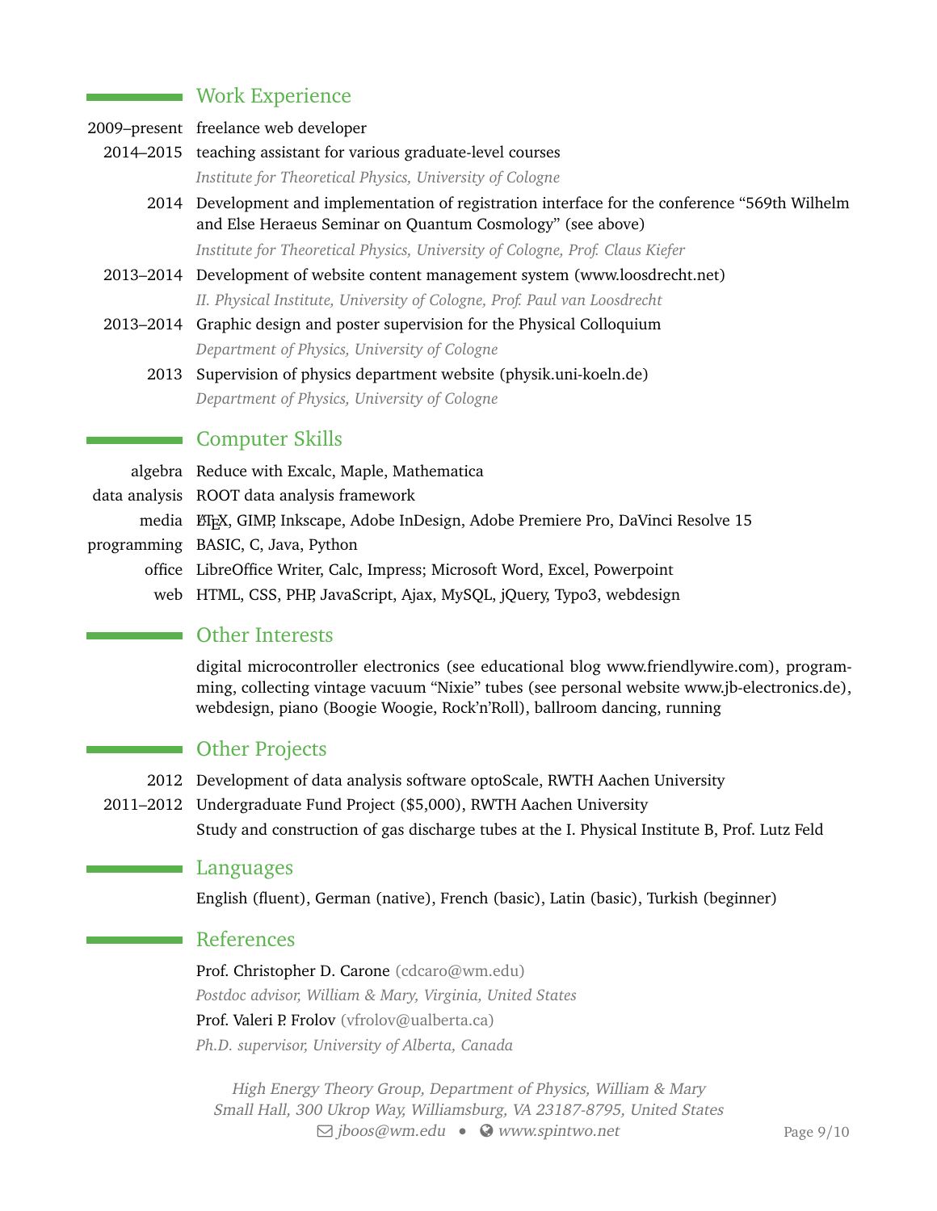## Work Experience

2009–present freelance web developer

2014–2015 teaching assistant for various graduate-level courses
*Institute for Theoretical Physics, University of Cologne*

2014 Development and implementation of registration interface for the conference "569th Wilhelm and Else Heraeus Seminar on Quantum Cosmology" (see above)
*Institute for Theoretical Physics, University of Cologne, Prof. Claus Kiefer*

2013–2014 Development of website content management system (www.loosdrecht.net)
*II. Physical Institute, University of Cologne, Prof. Paul van Loosdrecht*

2013–2014 Graphic design and poster supervision for the Physical Colloquium
*Department of Physics, University of Cologne*

2013 Supervision of physics department website (physik.uni-koeln.de)
*Department of Physics, University of Cologne*

## Computer Skills

algebra Reduce with Excalc, Maple, Mathematica

data analysis ROOT data analysis framework

media LaTeX, GIMP, Inkscape, Adobe InDesign, Adobe Premiere Pro, DaVinci Resolve 15

programming BASIC, C, Java, Python

office LibreOffice Writer, Calc, Impress; Microsoft Word, Excel, Powerpoint

web HTML, CSS, PHP, JavaScript, Ajax, MySQL, jQuery, Typo3, webdesign

## Other Interests

digital microcontroller electronics (see educational blog www.friendlywire.com), programming, collecting vintage vacuum "Nixie" tubes (see personal website www.jb-electronics.de), webdesign, piano (Boogie Woogie, Rock'n'Roll), ballroom dancing, running

## Other Projects

2012 Development of data analysis software optoScale, RWTH Aachen University

2011–2012 Undergraduate Fund Project ($5,000), RWTH Aachen University
Study and construction of gas discharge tubes at the I. Physical Institute B, Prof. Lutz Feld

## Languages

English (fluent), German (native), French (basic), Latin (basic), Turkish (beginner)

## References

Prof. Christopher D. Carone (cdcaro@wm.edu)
*Postdoc advisor, William & Mary, Virginia, United States*

Prof. Valeri P. Frolov (vfrolov@ualberta.ca)
*Ph.D. supervisor, University of Alberta, Canada*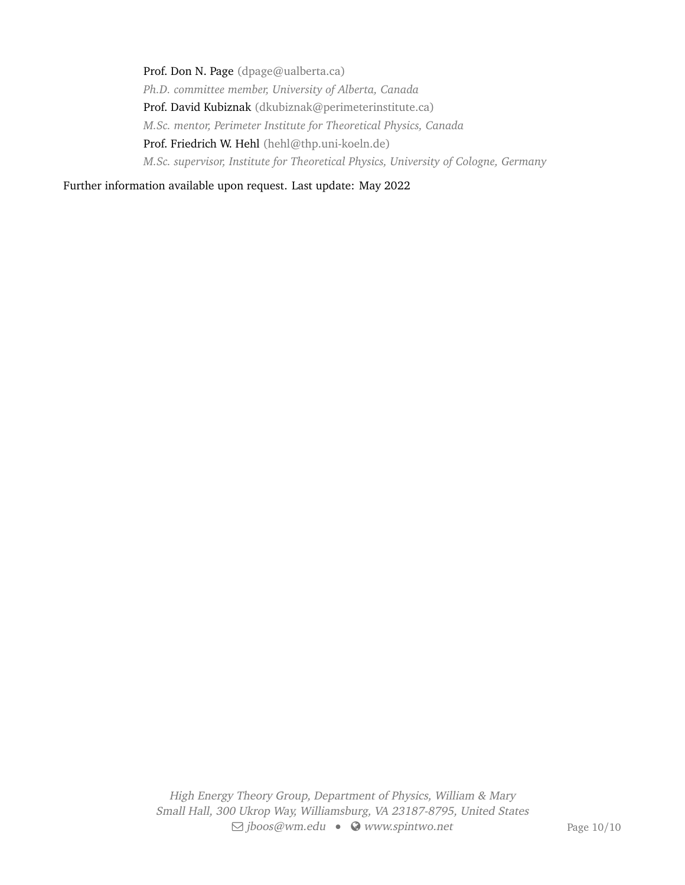Prof. Don N. Page (dpage@ualberta.ca)
*Ph.D. committee member, University of Alberta, Canada*

Prof. David Kubiznak (dkubiznak@perimeterinstitute.ca)
*M.Sc. mentor, Perimeter Institute for Theoretical Physics, Canada*

Prof. Friedrich W. Hehl (hehl@thp.uni-koeln.de)
*M.Sc. supervisor, Institute for Theoretical Physics, University of Cologne, Germany*

Further information available upon request. Last update: May 2022